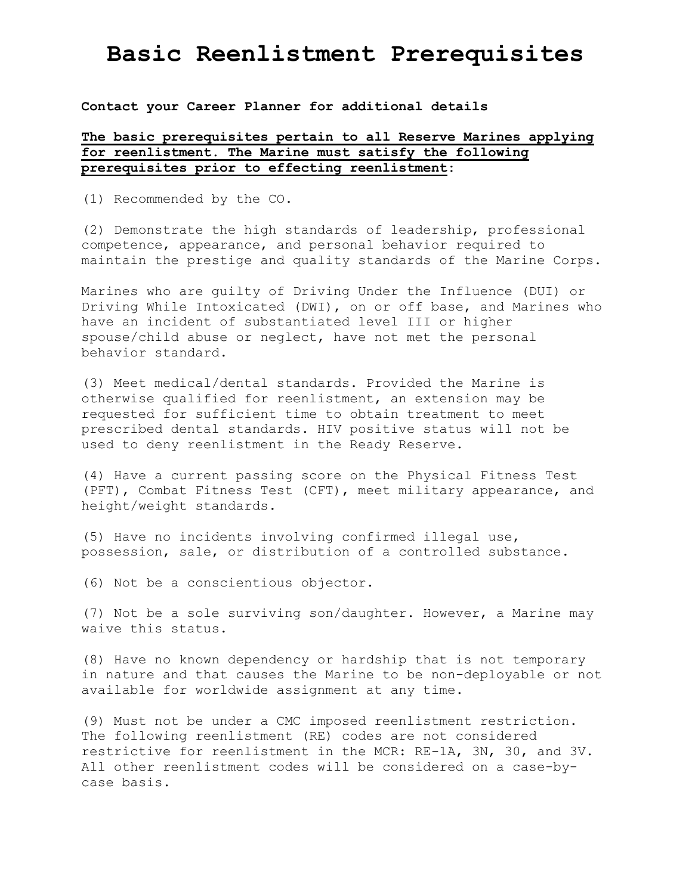# Basic Reenlistment Prerequisites

**Contact your Career Planner for additional details**

**The basic prerequisites pertain to all Reserve Marines applying for reenlistment. The Marine must satisfy the following prerequisites prior to effecting reenlistment:**

(1) Recommended by the CO.

(2) Demonstrate the high standards of leadership, professional competence, appearance, and personal behavior required to maintain the prestige and quality standards of the Marine Corps.

Marines who are guilty of Driving Under the Influence (DUI) or Driving While Intoxicated (DWI), on or off base, and Marines who have an incident of substantiated level III or higher spouse/child abuse or neglect, have not met the personal behavior standard.

(3) Meet medical/dental standards. Provided the Marine is otherwise qualified for reenlistment, an extension may be requested for sufficient time to obtain treatment to meet prescribed dental standards. HIV positive status will not be used to deny reenlistment in the Ready Reserve.

(4) Have a current passing score on the Physical Fitness Test (PFT), Combat Fitness Test (CFT), meet military appearance, and height/weight standards.

(5) Have no incidents involving confirmed illegal use, possession, sale, or distribution of a controlled substance.

(6) Not be a conscientious objector.

(7) Not be a sole surviving son/daughter. However, a Marine may waive this status.

(8) Have no known dependency or hardship that is not temporary in nature and that causes the Marine to be non-deployable or not available for worldwide assignment at any time.

(9) Must not be under a CMC imposed reenlistment restriction. The following reenlistment (RE) codes are not considered restrictive for reenlistment in the MCR: RE-1A, 3N, 30, and 3V. All other reenlistment codes will be considered on a case-by-case basis.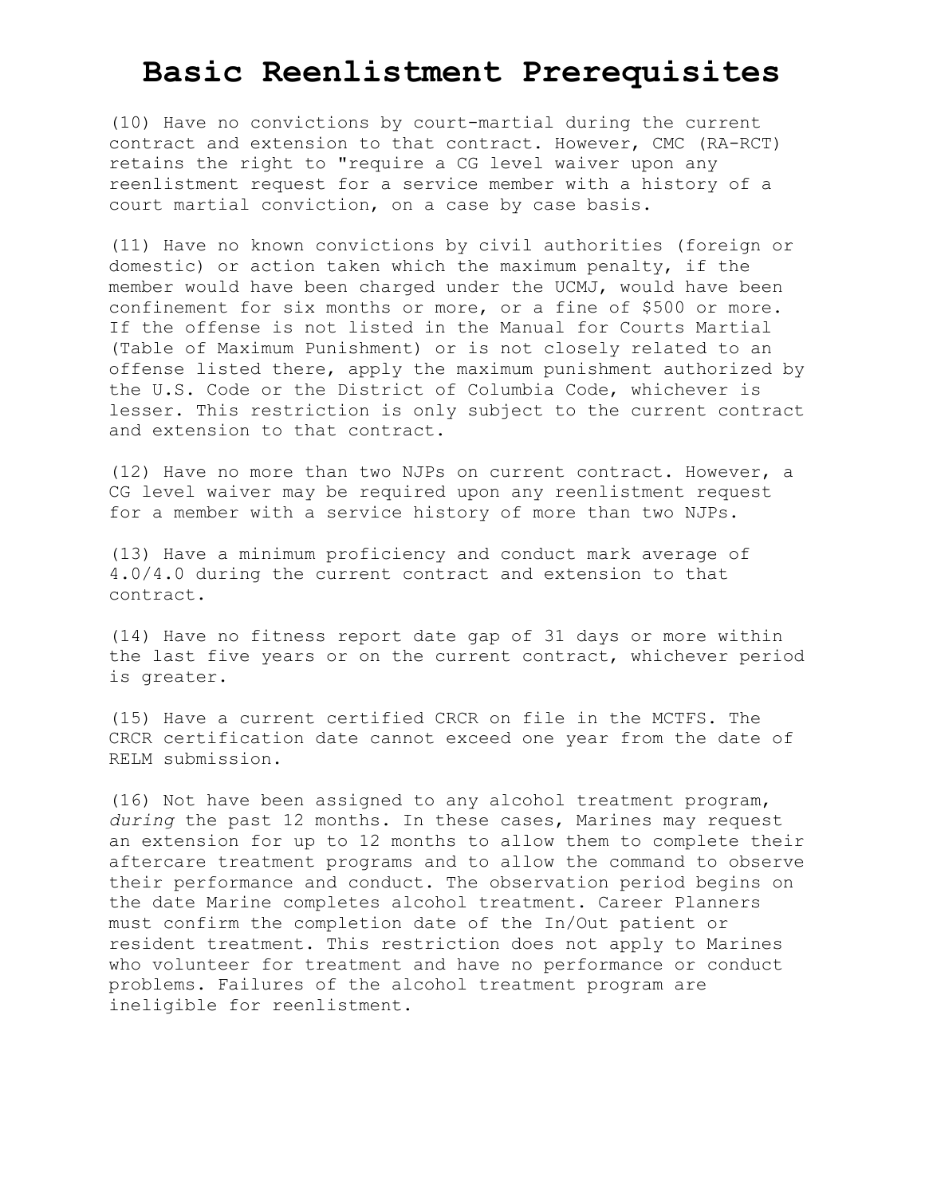# Basic Reenlistment Prerequisites

(10) Have no convictions by court-martial during the current contract and extension to that contract. However, CMC (RA-RCT) retains the right to "require a CG level waiver upon any reenlistment request for a service member with a history of a court martial conviction, on a case by case basis.

(11) Have no known convictions by civil authorities (foreign or domestic) or action taken which the maximum penalty, if the member would have been charged under the UCMJ, would have been confinement for six months or more, or a fine of $500 or more. If the offense is not listed in the Manual for Courts Martial (Table of Maximum Punishment) or is not closely related to an offense listed there, apply the maximum punishment authorized by the U.S. Code or the District of Columbia Code, whichever is lesser. This restriction is only subject to the current contract and extension to that contract.

(12) Have no more than two NJPs on current contract. However, a CG level waiver may be required upon any reenlistment request for a member with a service history of more than two NJPs.

(13) Have a minimum proficiency and conduct mark average of 4.0/4.0 during the current contract and extension to that contract.

(14) Have no fitness report date gap of 31 days or more within the last five years or on the current contract, whichever period is greater.

(15) Have a current certified CRCR on file in the MCTFS. The CRCR certification date cannot exceed one year from the date of RELM submission.

(16) Not have been assigned to any alcohol treatment program, *during* the past 12 months. In these cases, Marines may request an extension for up to 12 months to allow them to complete their aftercare treatment programs and to allow the command to observe their performance and conduct. The observation period begins on the date Marine completes alcohol treatment. Career Planners must confirm the completion date of the In/Out patient or resident treatment. This restriction does not apply to Marines who volunteer for treatment and have no performance or conduct problems. Failures of the alcohol treatment program are ineligible for reenlistment.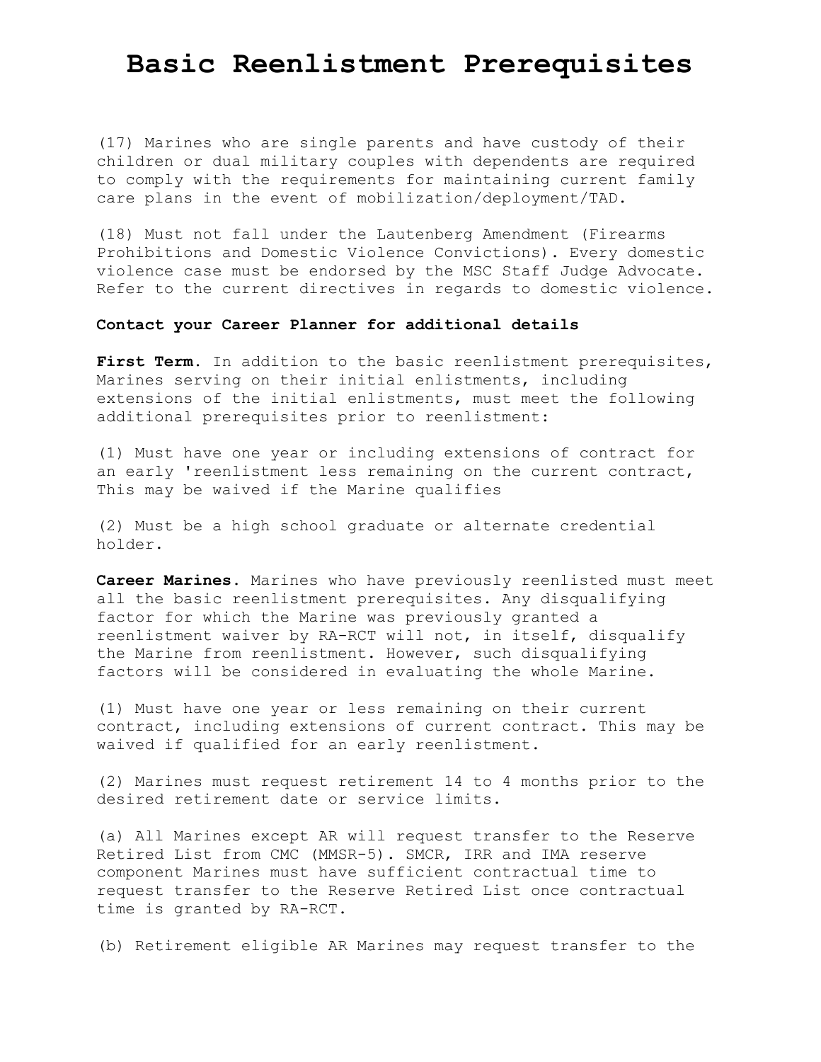# Basic Reenlistment Prerequisites

(17) Marines who are single parents and have custody of their children or dual military couples with dependents are required to comply with the requirements for maintaining current family care plans in the event of mobilization/deployment/TAD.

(18) Must not fall under the Lautenberg Amendment (Firearms Prohibitions and Domestic Violence Convictions). Every domestic violence case must be endorsed by the MSC Staff Judge Advocate. Refer to the current directives in regards to domestic violence.

**Contact your Career Planner for additional details**

**First Term.** In addition to the basic reenlistment prerequisites, Marines serving on their initial enlistments, including extensions of the initial enlistments, must meet the following additional prerequisites prior to reenlistment:

(1) Must have one year or including extensions of contract for an early 'reenlistment less remaining on the current contract, This may be waived if the Marine qualifies

(2) Must be a high school graduate or alternate credential holder.

**Career Marines.** Marines who have previously reenlisted must meet all the basic reenlistment prerequisites. Any disqualifying factor for which the Marine was previously granted a reenlistment waiver by RA-RCT will not, in itself, disqualify the Marine from reenlistment. However, such disqualifying factors will be considered in evaluating the whole Marine.

(1) Must have one year or less remaining on their current contract, including extensions of current contract. This may be waived if qualified for an early reenlistment.

(2) Marines must request retirement 14 to 4 months prior to the desired retirement date or service limits.

(a) All Marines except AR will request transfer to the Reserve Retired List from CMC (MMSR-5). SMCR, IRR and IMA reserve component Marines must have sufficient contractual time to request transfer to the Reserve Retired List once contractual time is granted by RA-RCT.

(b) Retirement eligible AR Marines may request transfer to the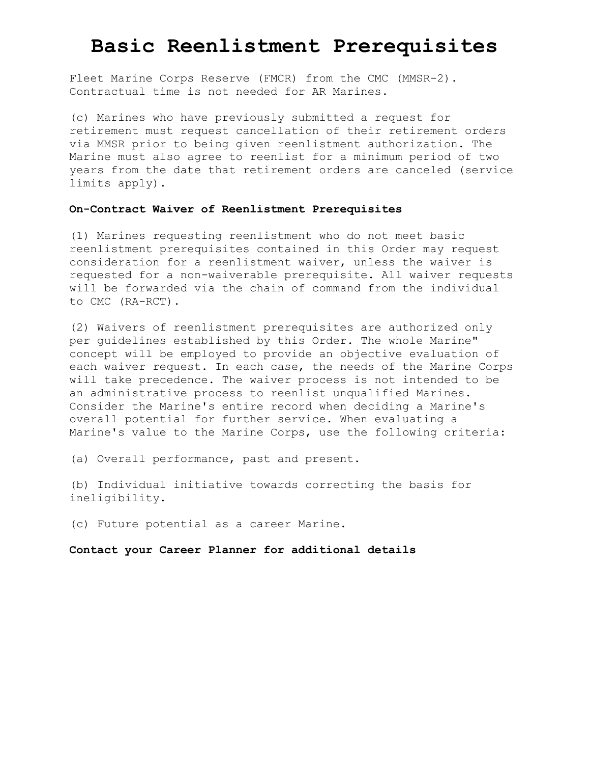# Basic Reenlistment Prerequisites

Fleet Marine Corps Reserve (FMCR) from the CMC (MMSR-2). Contractual time is not needed for AR Marines.

(c) Marines who have previously submitted a request for retirement must request cancellation of their retirement orders via MMSR prior to being given reenlistment authorization. The Marine must also agree to reenlist for a minimum period of two years from the date that retirement orders are canceled (service limits apply).

**On-Contract Waiver of Reenlistment Prerequisites**

(1) Marines requesting reenlistment who do not meet basic reenlistment prerequisites contained in this Order may request consideration for a reenlistment waiver, unless the waiver is requested for a non-waiverable prerequisite. All waiver requests will be forwarded via the chain of command from the individual to CMC (RA-RCT).

(2) Waivers of reenlistment prerequisites are authorized only per guidelines established by this Order. The whole Marine" concept will be employed to provide an objective evaluation of each waiver request. In each case, the needs of the Marine Corps will take precedence. The waiver process is not intended to be an administrative process to reenlist unqualified Marines. Consider the Marine's entire record when deciding a Marine's overall potential for further service. When evaluating a Marine's value to the Marine Corps, use the following criteria:

(a) Overall performance, past and present.

(b) Individual initiative towards correcting the basis for ineligibility.

(c) Future potential as a career Marine.

**Contact your Career Planner for additional details**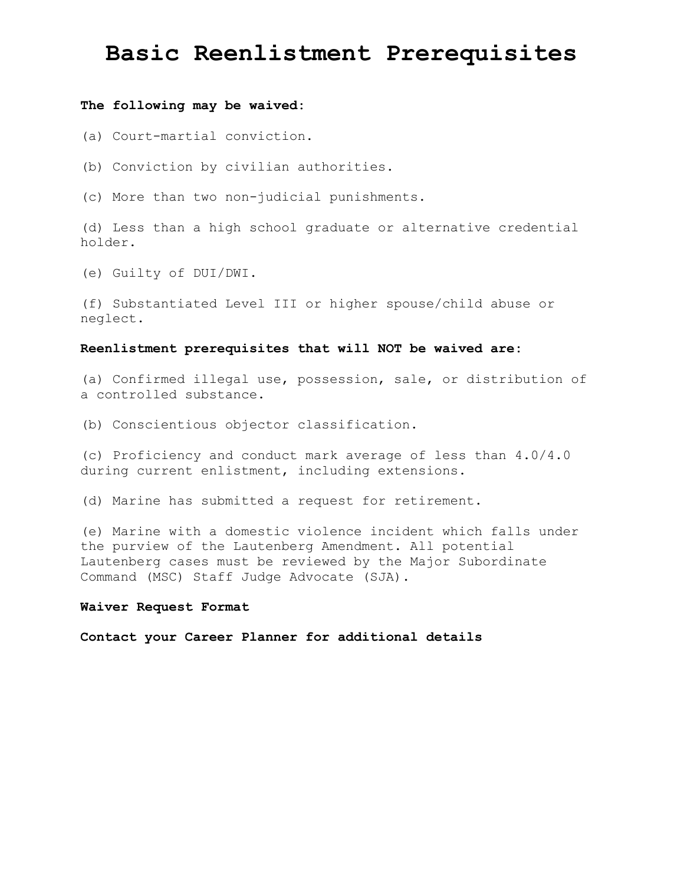# Basic Reenlistment Prerequisites

**The following may be waived:**

(a) Court-martial conviction.

(b) Conviction by civilian authorities.

(c) More than two non-judicial punishments.

(d) Less than a high school graduate or alternative credential holder.

(e) Guilty of DUI/DWI.

(f) Substantiated Level III or higher spouse/child abuse or neglect.

**Reenlistment prerequisites that will NOT be waived are:**

(a) Confirmed illegal use, possession, sale, or distribution of a controlled substance.

(b) Conscientious objector classification.

(c) Proficiency and conduct mark average of less than 4.0/4.0 during current enlistment, including extensions.

(d) Marine has submitted a request for retirement.

(e) Marine with a domestic violence incident which falls under the purview of the Lautenberg Amendment. All potential Lautenberg cases must be reviewed by the Major Subordinate Command (MSC) Staff Judge Advocate (SJA).

**Waiver Request Format**

**Contact your Career Planner for additional details**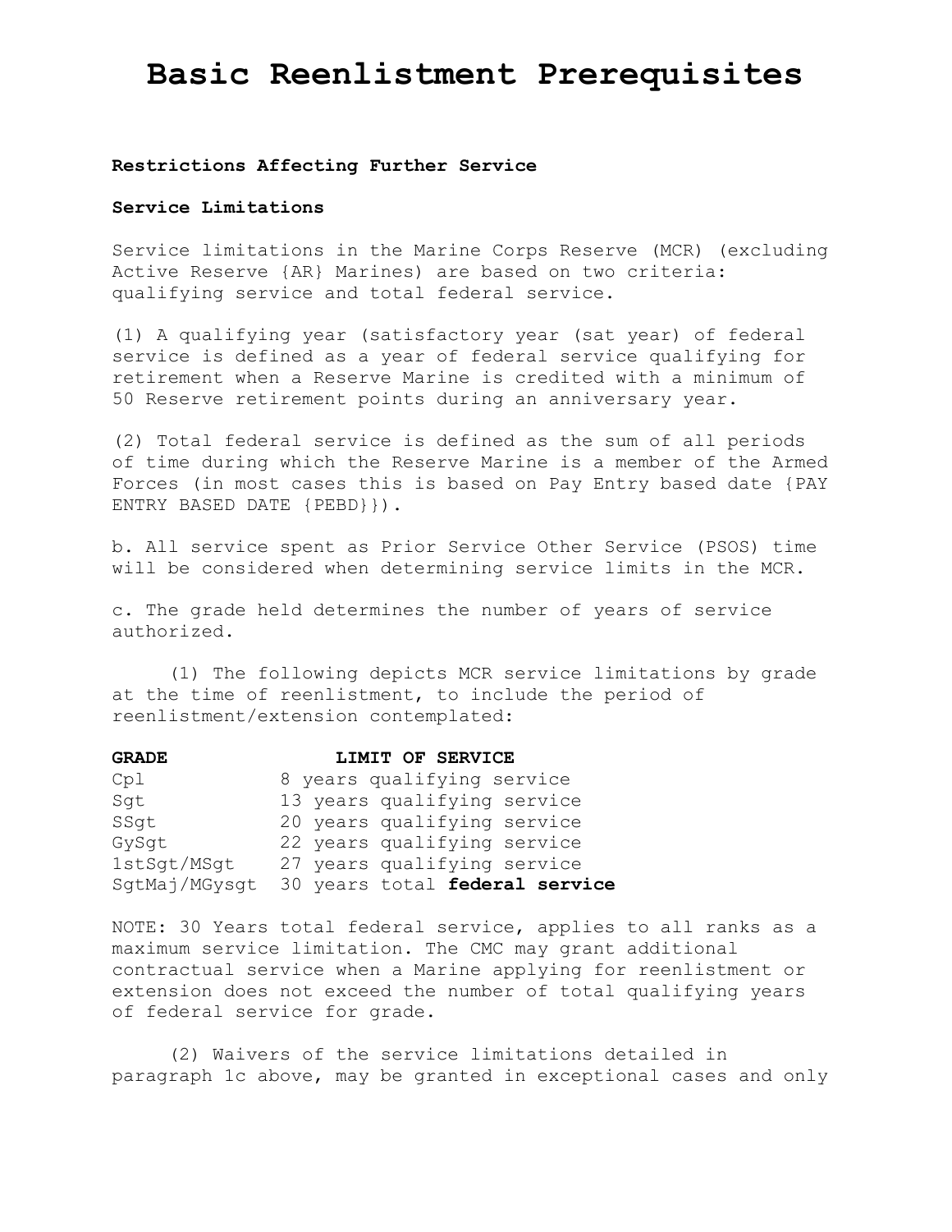# Basic Reenlistment Prerequisites

**Restrictions Affecting Further Service**

**Service Limitations**

Service limitations in the Marine Corps Reserve (MCR) (excluding Active Reserve {AR} Marines) are based on two criteria: qualifying service and total federal service.

(1) A qualifying year (satisfactory year (sat year) of federal service is defined as a year of federal service qualifying for retirement when a Reserve Marine is credited with a minimum of 50 Reserve retirement points during an anniversary year.

(2) Total federal service is defined as the sum of all periods of time during which the Reserve Marine is a member of the Armed Forces (in most cases this is based on Pay Entry based date {PAY ENTRY BASED DATE {PEBD}}).

b. All service spent as Prior Service Other Service (PSOS) time will be considered when determining service limits in the MCR.

c. The grade held determines the number of years of service authorized.

(1) The following depicts MCR service limitations by grade at the time of reenlistment, to include the period of reenlistment/extension contemplated:

| GRADE | LIMIT OF SERVICE |
|---|---|
| Cpl | 8 years qualifying service |
| Sgt | 13 years qualifying service |
| SSgt | 20 years qualifying service |
| GySgt | 22 years qualifying service |
| 1stSgt/MSgt | 27 years qualifying service |
| SgtMaj/MGysgt | 30 years total **federal service** |

NOTE: 30 Years total federal service, applies to all ranks as a maximum service limitation. The CMC may grant additional contractual service when a Marine applying for reenlistment or extension does not exceed the number of total qualifying years of federal service for grade.

(2) Waivers of the service limitations detailed in paragraph 1c above, may be granted in exceptional cases and only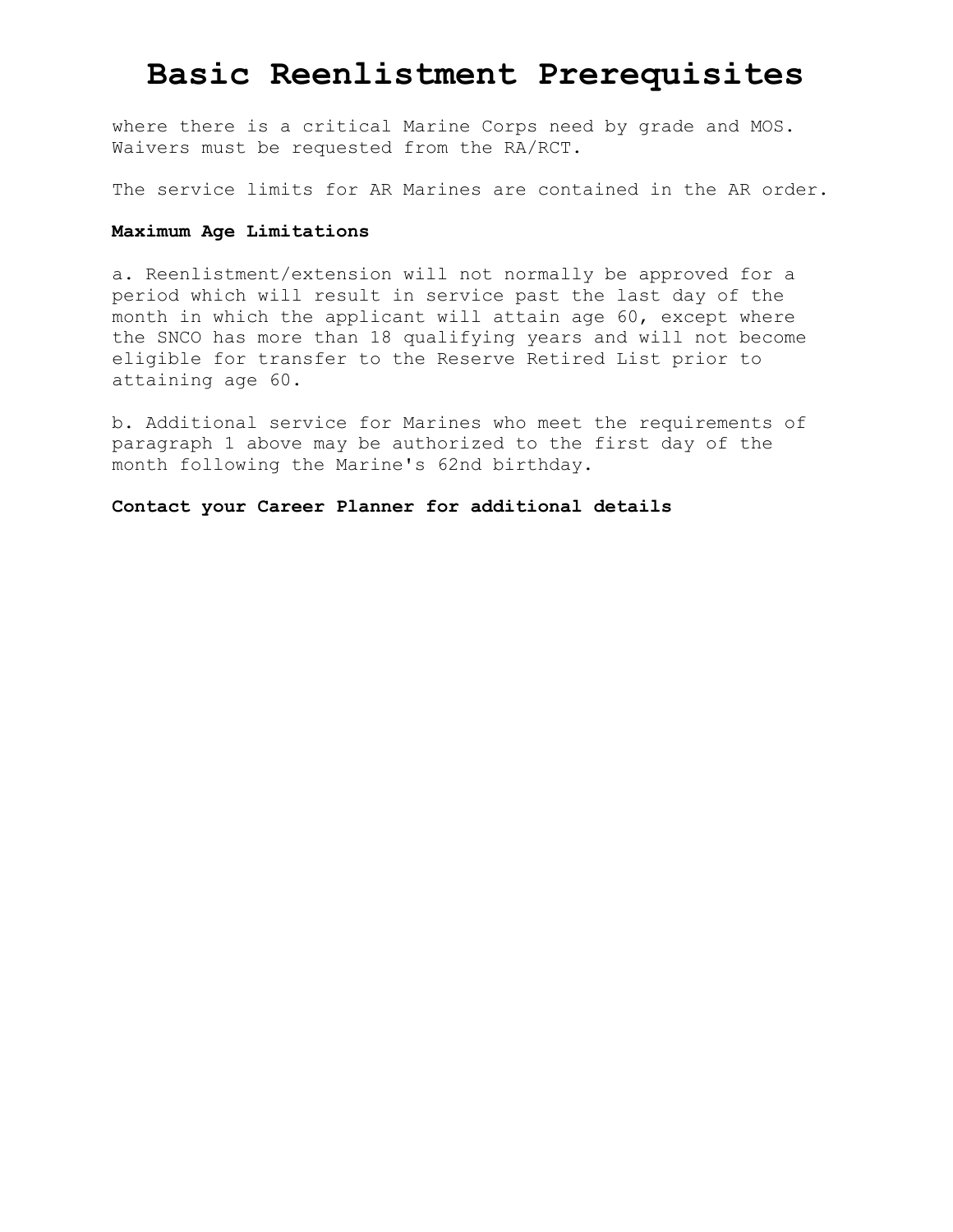# Basic Reenlistment Prerequisites

where there is a critical Marine Corps need by grade and MOS. Waivers must be requested from the RA/RCT.

The service limits for AR Marines are contained in the AR order.

**Maximum Age Limitations**

a. Reenlistment/extension will not normally be approved for a period which will result in service past the last day of the month in which the applicant will attain age 60, except where the SNCO has more than 18 qualifying years and will not become eligible for transfer to the Reserve Retired List prior to attaining age 60.

b. Additional service for Marines who meet the requirements of paragraph 1 above may be authorized to the first day of the month following the Marine's 62nd birthday.

**Contact your Career Planner for additional details**